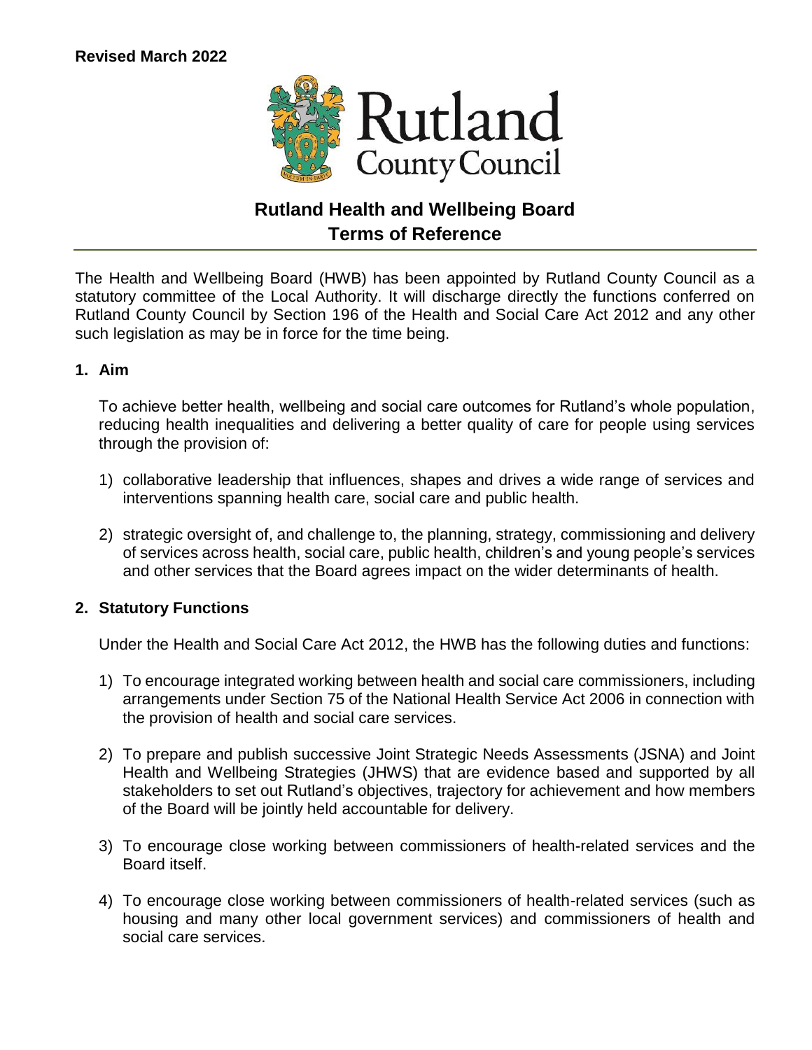**Revised March 2022**

# Rutland Health and Wellbeing Board
# Terms of Reference

The Health and Wellbeing Board (HWB) has been appointed by Rutland County Council as a statutory committee of the Local Authority. It will discharge directly the functions conferred on Rutland County Council by Section 196 of the Health and Social Care Act 2012 and any other such legislation as may be in force for the time being.

## 1. Aim

To achieve better health, wellbeing and social care outcomes for Rutland's whole population, reducing health inequalities and delivering a better quality of care for people using services through the provision of:

1) collaborative leadership that influences, shapes and drives a wide range of services and interventions spanning health care, social care and public health.

2) strategic oversight of, and challenge to, the planning, strategy, commissioning and delivery of services across health, social care, public health, children's and young people's services and other services that the Board agrees impact on the wider determinants of health.

## 2. Statutory Functions

Under the Health and Social Care Act 2012, the HWB has the following duties and functions:

1) To encourage integrated working between health and social care commissioners, including arrangements under Section 75 of the National Health Service Act 2006 in connection with the provision of health and social care services.

2) To prepare and publish successive Joint Strategic Needs Assessments (JSNA) and Joint Health and Wellbeing Strategies (JHWS) that are evidence based and supported by all stakeholders to set out Rutland's objectives, trajectory for achievement and how members of the Board will be jointly held accountable for delivery.

3) To encourage close working between commissioners of health-related services and the Board itself.

4) To encourage close working between commissioners of health-related services (such as housing and many other local government services) and commissioners of health and social care services.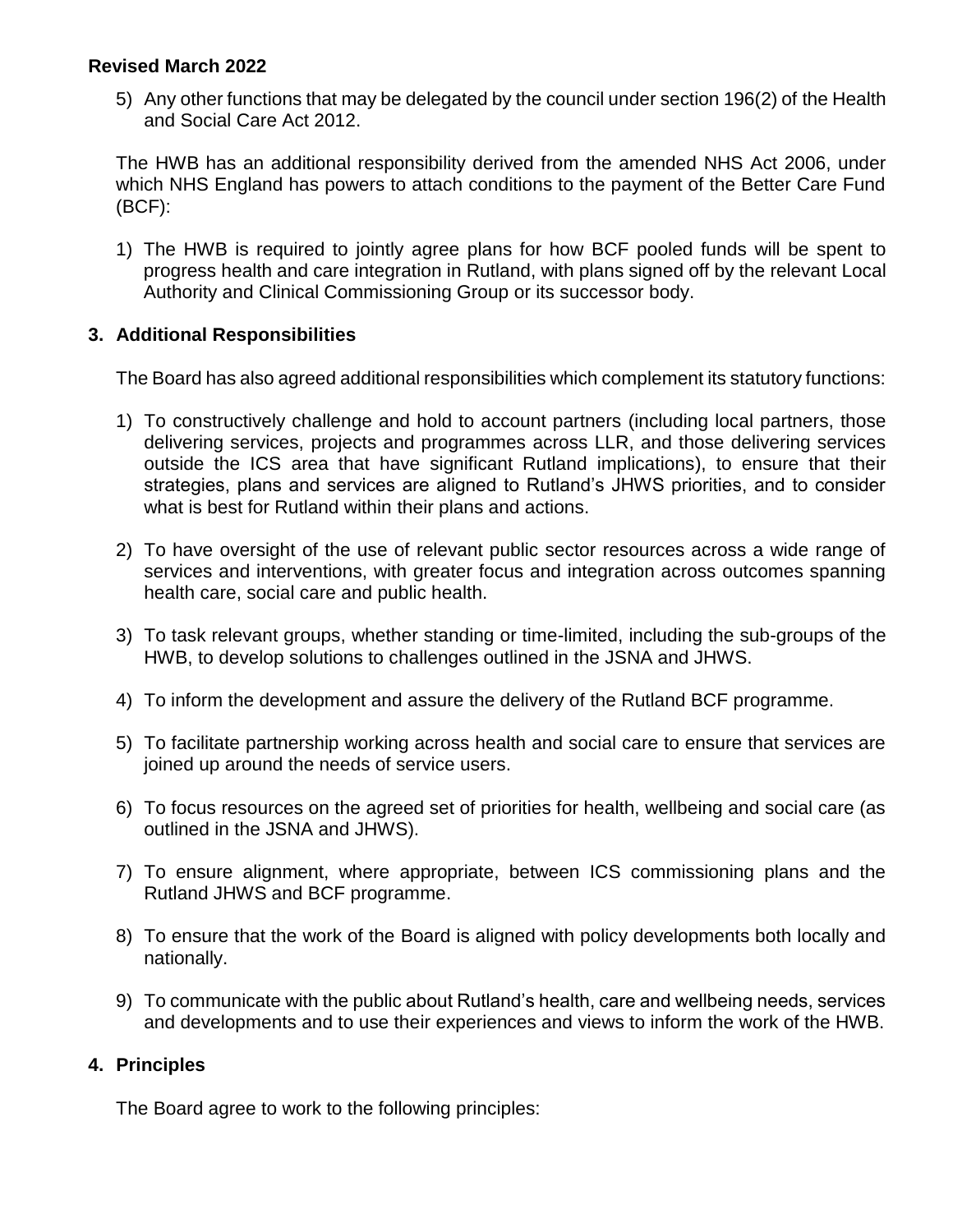**Revised March 2022**

5) Any other functions that may be delegated by the council under section 196(2) of the Health and Social Care Act 2012.

The HWB has an additional responsibility derived from the amended NHS Act 2006, under which NHS England has powers to attach conditions to the payment of the Better Care Fund (BCF):

1) The HWB is required to jointly agree plans for how BCF pooled funds will be spent to progress health and care integration in Rutland, with plans signed off by the relevant Local Authority and Clinical Commissioning Group or its successor body.

## 3. Additional Responsibilities

The Board has also agreed additional responsibilities which complement its statutory functions:

1) To constructively challenge and hold to account partners (including local partners, those delivering services, projects and programmes across LLR, and those delivering services outside the ICS area that have significant Rutland implications), to ensure that their strategies, plans and services are aligned to Rutland's JHWS priorities, and to consider what is best for Rutland within their plans and actions.

2) To have oversight of the use of relevant public sector resources across a wide range of services and interventions, with greater focus and integration across outcomes spanning health care, social care and public health.

3) To task relevant groups, whether standing or time-limited, including the sub-groups of the HWB, to develop solutions to challenges outlined in the JSNA and JHWS.

4) To inform the development and assure the delivery of the Rutland BCF programme.

5) To facilitate partnership working across health and social care to ensure that services are joined up around the needs of service users.

6) To focus resources on the agreed set of priorities for health, wellbeing and social care (as outlined in the JSNA and JHWS).

7) To ensure alignment, where appropriate, between ICS commissioning plans and the Rutland JHWS and BCF programme.

8) To ensure that the work of the Board is aligned with policy developments both locally and nationally.

9) To communicate with the public about Rutland's health, care and wellbeing needs, services and developments and to use their experiences and views to inform the work of the HWB.

## 4. Principles

The Board agree to work to the following principles: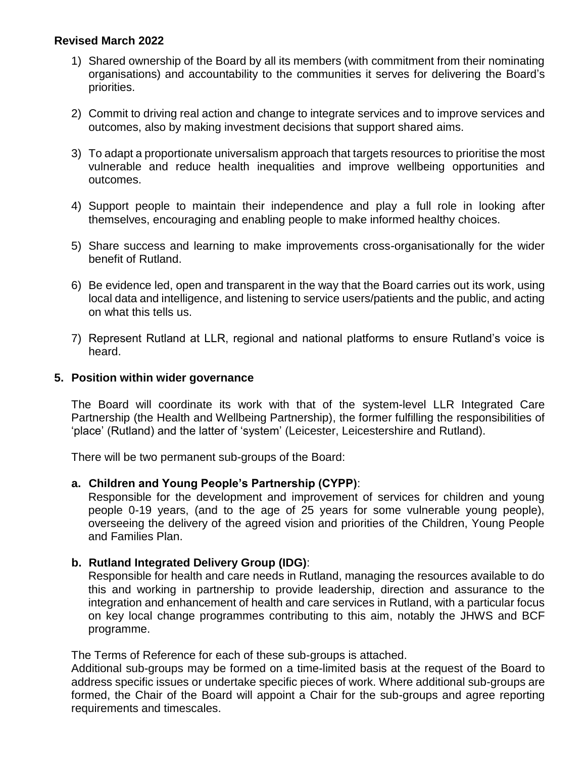**Revised March 2022**

1) Shared ownership of the Board by all its members (with commitment from their nominating organisations) and accountability to the communities it serves for delivering the Board's priorities.

2) Commit to driving real action and change to integrate services and to improve services and outcomes, also by making investment decisions that support shared aims.

3) To adapt a proportionate universalism approach that targets resources to prioritise the most vulnerable and reduce health inequalities and improve wellbeing opportunities and outcomes.

4) Support people to maintain their independence and play a full role in looking after themselves, encouraging and enabling people to make informed healthy choices.

5) Share success and learning to make improvements cross-organisationally for the wider benefit of Rutland.

6) Be evidence led, open and transparent in the way that the Board carries out its work, using local data and intelligence, and listening to service users/patients and the public, and acting on what this tells us.

7) Represent Rutland at LLR, regional and national platforms to ensure Rutland's voice is heard.

## 5. Position within wider governance

The Board will coordinate its work with that of the system-level LLR Integrated Care Partnership (the Health and Wellbeing Partnership), the former fulfilling the responsibilities of 'place' (Rutland) and the latter of 'system' (Leicester, Leicestershire and Rutland).

There will be two permanent sub-groups of the Board:

**a. Children and Young People's Partnership (CYPP)**:
Responsible for the development and improvement of services for children and young people 0-19 years, (and to the age of 25 years for some vulnerable young people), overseeing the delivery of the agreed vision and priorities of the Children, Young People and Families Plan.

**b. Rutland Integrated Delivery Group (IDG)**:
Responsible for health and care needs in Rutland, managing the resources available to do this and working in partnership to provide leadership, direction and assurance to the integration and enhancement of health and care services in Rutland, with a particular focus on key local change programmes contributing to this aim, notably the JHWS and BCF programme.

The Terms of Reference for each of these sub-groups is attached.
Additional sub-groups may be formed on a time-limited basis at the request of the Board to address specific issues or undertake specific pieces of work. Where additional sub-groups are formed, the Chair of the Board will appoint a Chair for the sub-groups and agree reporting requirements and timescales.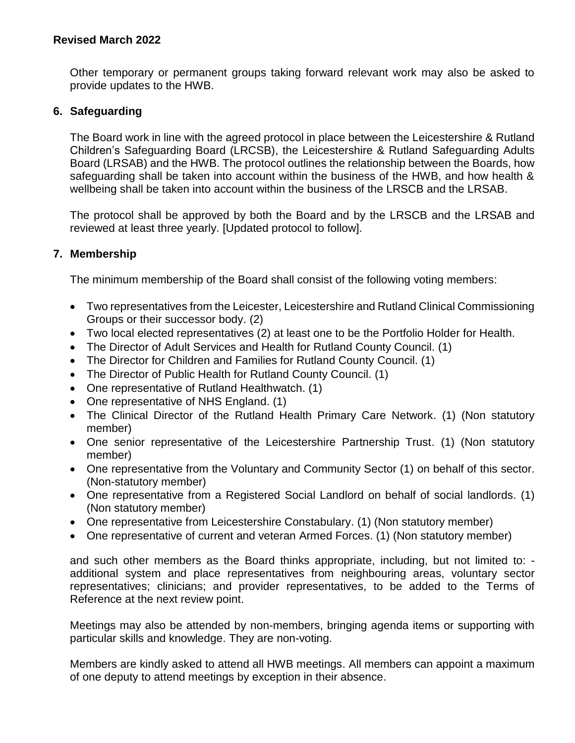Other temporary or permanent groups taking forward relevant work may also be asked to provide updates to the HWB.

## 6. Safeguarding

The Board work in line with the agreed protocol in place between the Leicestershire & Rutland Children's Safeguarding Board (LRCSB), the Leicestershire & Rutland Safeguarding Adults Board (LRSAB) and the HWB. The protocol outlines the relationship between the Boards, how safeguarding shall be taken into account within the business of the HWB, and how health & wellbeing shall be taken into account within the business of the LRSCB and the LRSAB.

The protocol shall be approved by both the Board and by the LRSCB and the LRSAB and reviewed at least three yearly. [Updated protocol to follow].

## 7. Membership

The minimum membership of the Board shall consist of the following voting members:

- Two representatives from the Leicester, Leicestershire and Rutland Clinical Commissioning Groups or their successor body. (2)
- Two local elected representatives (2) at least one to be the Portfolio Holder for Health.
- The Director of Adult Services and Health for Rutland County Council. (1)
- The Director for Children and Families for Rutland County Council. (1)
- The Director of Public Health for Rutland County Council. (1)
- One representative of Rutland Healthwatch. (1)
- One representative of NHS England. (1)
- The Clinical Director of the Rutland Health Primary Care Network. (1) (Non statutory member)
- One senior representative of the Leicestershire Partnership Trust. (1) (Non statutory member)
- One representative from the Voluntary and Community Sector (1) on behalf of this sector. (Non-statutory member)
- One representative from a Registered Social Landlord on behalf of social landlords. (1) (Non statutory member)
- One representative from Leicestershire Constabulary. (1) (Non statutory member)
- One representative of current and veteran Armed Forces. (1) (Non statutory member)

and such other members as the Board thinks appropriate, including, but not limited to: - additional system and place representatives from neighbouring areas, voluntary sector representatives; clinicians; and provider representatives, to be added to the Terms of Reference at the next review point.

Meetings may also be attended by non-members, bringing agenda items or supporting with particular skills and knowledge. They are non-voting.

Members are kindly asked to attend all HWB meetings. All members can appoint a maximum of one deputy to attend meetings by exception in their absence.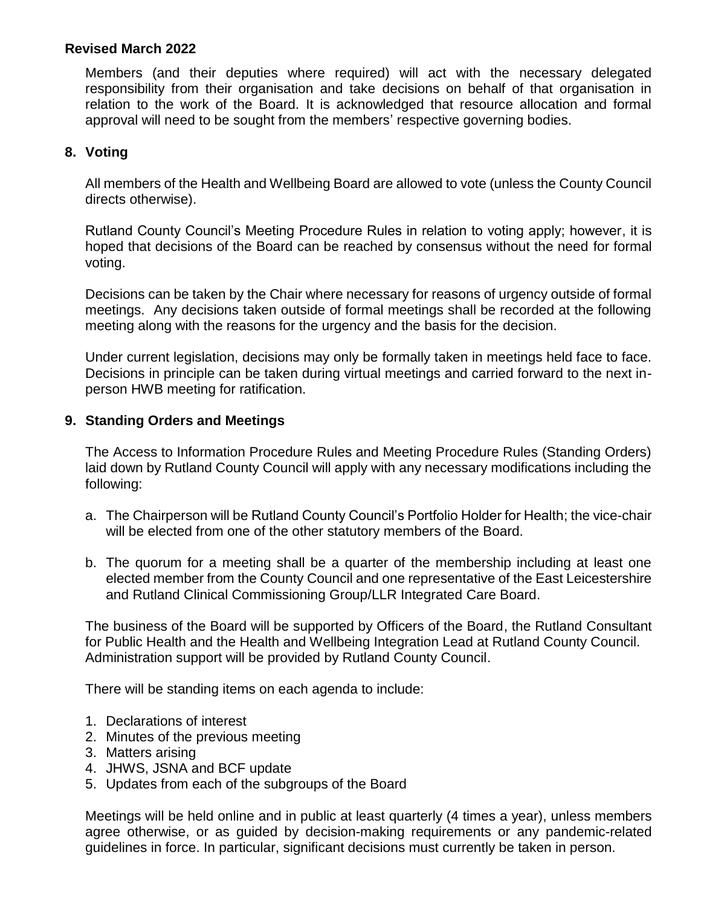**Revised March 2022**

Members (and their deputies where required) will act with the necessary delegated responsibility from their organisation and take decisions on behalf of that organisation in relation to the work of the Board. It is acknowledged that resource allocation and formal approval will need to be sought from the members' respective governing bodies.

## 8. Voting

All members of the Health and Wellbeing Board are allowed to vote (unless the County Council directs otherwise).

Rutland County Council's Meeting Procedure Rules in relation to voting apply; however, it is hoped that decisions of the Board can be reached by consensus without the need for formal voting.

Decisions can be taken by the Chair where necessary for reasons of urgency outside of formal meetings. Any decisions taken outside of formal meetings shall be recorded at the following meeting along with the reasons for the urgency and the basis for the decision.

Under current legislation, decisions may only be formally taken in meetings held face to face. Decisions in principle can be taken during virtual meetings and carried forward to the next in-person HWB meeting for ratification.

## 9. Standing Orders and Meetings

The Access to Information Procedure Rules and Meeting Procedure Rules (Standing Orders) laid down by Rutland County Council will apply with any necessary modifications including the following:

a. The Chairperson will be Rutland County Council's Portfolio Holder for Health; the vice-chair will be elected from one of the other statutory members of the Board.

b. The quorum for a meeting shall be a quarter of the membership including at least one elected member from the County Council and one representative of the East Leicestershire and Rutland Clinical Commissioning Group/LLR Integrated Care Board.

The business of the Board will be supported by Officers of the Board, the Rutland Consultant for Public Health and the Health and Wellbeing Integration Lead at Rutland County Council. Administration support will be provided by Rutland County Council.

There will be standing items on each agenda to include:

1. Declarations of interest
2. Minutes of the previous meeting
3. Matters arising
4. JHWS, JSNA and BCF update
5. Updates from each of the subgroups of the Board

Meetings will be held online and in public at least quarterly (4 times a year), unless members agree otherwise, or as guided by decision-making requirements or any pandemic-related guidelines in force. In particular, significant decisions must currently be taken in person.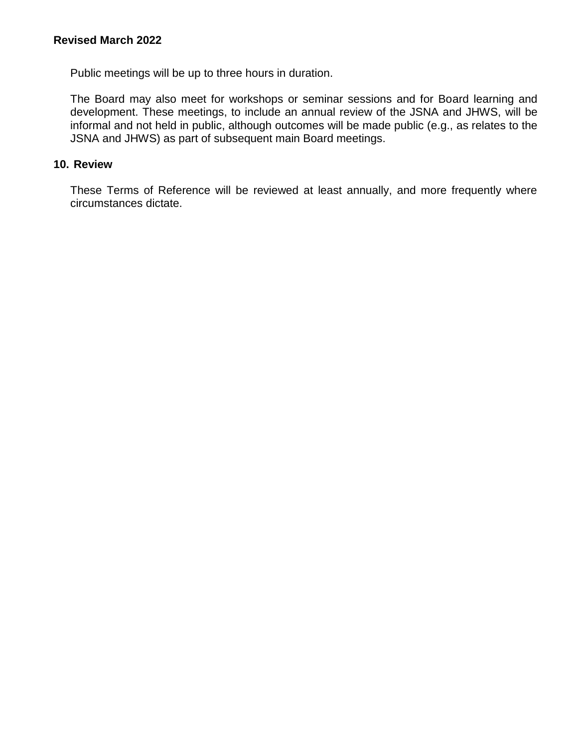Public meetings will be up to three hours in duration.

The Board may also meet for workshops or seminar sessions and for Board learning and development. These meetings, to include an annual review of the JSNA and JHWS, will be informal and not held in public, although outcomes will be made public (e.g., as relates to the JSNA and JHWS) as part of subsequent main Board meetings.

## 10. Review

These Terms of Reference will be reviewed at least annually, and more frequently where circumstances dictate.